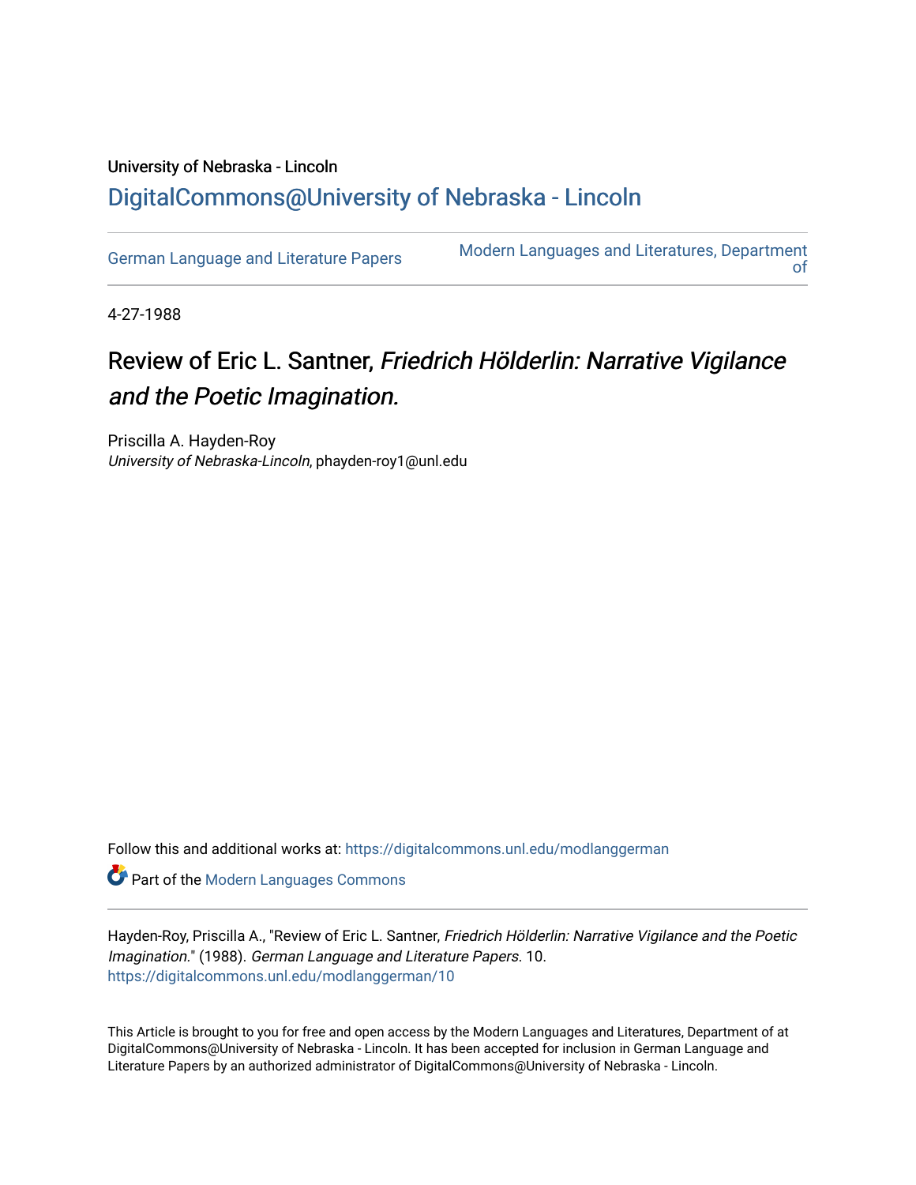University of Nebraska - Lincoln

# DigitalCommons@University of Nebraska - Lincoln

German Language and Literature Papers

Modern Languages and Literatures, Department of

4-27-1988

## Review of Eric L. Santner, *Friedrich Hölderlin: Narrative Vigilance and the Poetic Imagination.*

Priscilla A. Hayden-Roy
*University of Nebraska-Lincoln*, phayden-roy1@unl.edu

Follow this and additional works at: https://digitalcommons.unl.edu/modlanggerman

Part of the Modern Languages Commons

Hayden-Roy, Priscilla A., "Review of Eric L. Santner, *Friedrich Hölderlin: Narrative Vigilance and the Poetic Imagination.*" (1988). *German Language and Literature Papers*. 10.
https://digitalcommons.unl.edu/modlanggerman/10

This Article is brought to you for free and open access by the Modern Languages and Literatures, Department of at DigitalCommons@University of Nebraska - Lincoln. It has been accepted for inclusion in German Language and Literature Papers by an authorized administrator of DigitalCommons@University of Nebraska - Lincoln.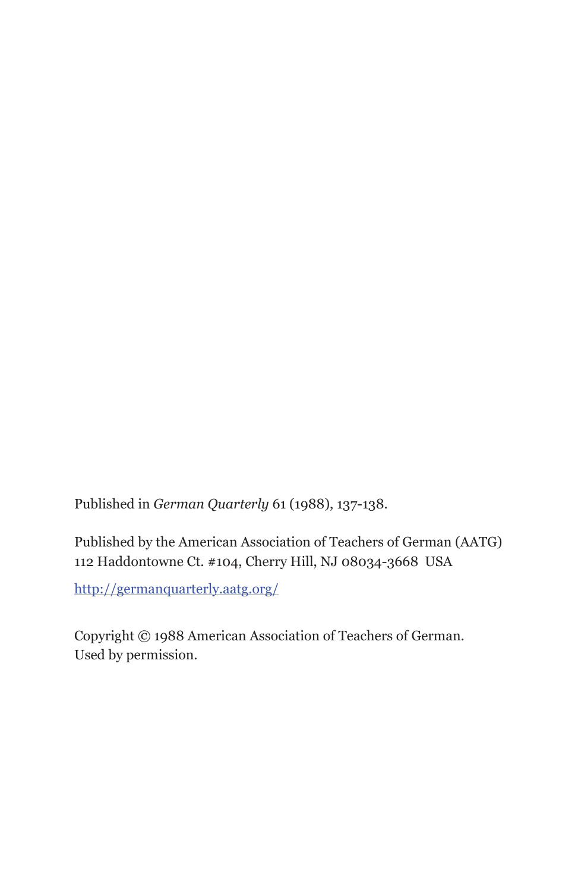Published in *German Quarterly* 61 (1988), 137-138.

Published by the American Association of Teachers of German (AATG)
112 Haddontowne Ct. #104, Cherry Hill, NJ 08034-3668 USA

http://germanquarterly.aatg.org/

Copyright © 1988 American Association of Teachers of German.
Used by permission.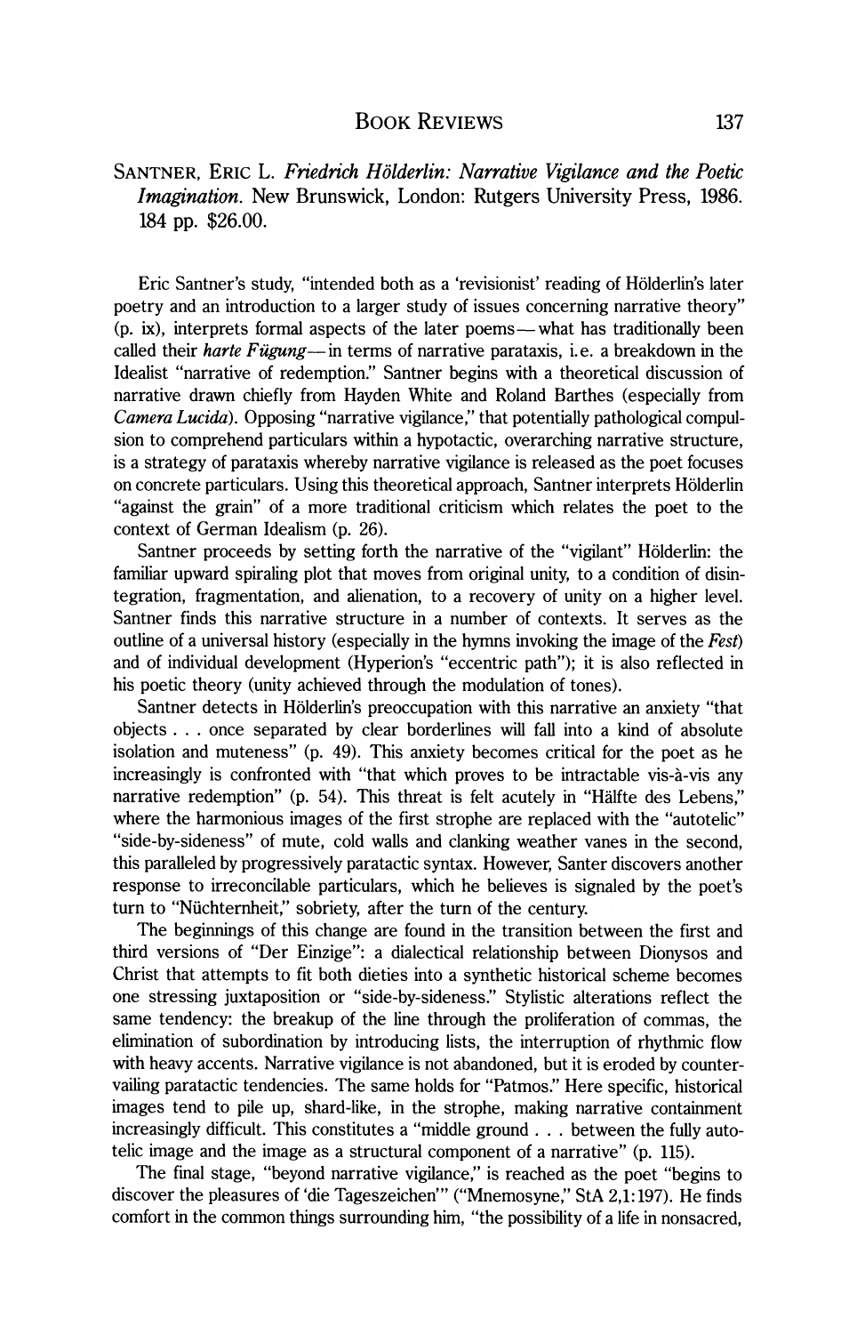SANTNER, ERIC L. *Friedrich Hölderlin: Narrative Vigilance and the Poetic Imagination*. New Brunswick, London: Rutgers University Press, 1986. 184 pp. $26.00.

Eric Santner's study, "intended both as a 'revisionist' reading of Hölderlin's later poetry and an introduction to a larger study of issues concerning narrative theory" (p. ix), interprets formal aspects of the later poems—what has traditionally been called their *harte Fügung*—in terms of narrative parataxis, i.e. a breakdown in the Idealist "narrative of redemption." Santner begins with a theoretical discussion of narrative drawn chiefly from Hayden White and Roland Barthes (especially from *Camera Lucida*). Opposing "narrative vigilance," that potentially pathological compulsion to comprehend particulars within a hypotactic, overarching narrative structure, is a strategy of parataxis whereby narrative vigilance is released as the poet focuses on concrete particulars. Using this theoretical approach, Santner interprets Hölderlin "against the grain" of a more traditional criticism which relates the poet to the context of German Idealism (p. 26).

Santner proceeds by setting forth the narrative of the "vigilant" Hölderlin: the familiar upward spiraling plot that moves from original unity, to a condition of disintegration, fragmentation, and alienation, to a recovery of unity on a higher level. Santner finds this narrative structure in a number of contexts. It serves as the outline of a universal history (especially in the hymns invoking the image of the *Fest*) and of individual development (Hyperion's "eccentric path"); it is also reflected in his poetic theory (unity achieved through the modulation of tones).

Santner detects in Hölderlin's preoccupation with this narrative an anxiety "that objects . . . once separated by clear borderlines will fall into a kind of absolute isolation and muteness" (p. 49). This anxiety becomes critical for the poet as he increasingly is confronted with "that which proves to be intractable vis-à-vis any narrative redemption" (p. 54). This threat is felt acutely in "Hälfte des Lebens," where the harmonious images of the first strophe are replaced with the "autotelic" "side-by-sideness" of mute, cold walls and clanking weather vanes in the second, this paralleled by progressively paratactic syntax. However, Santer discovers another response to irreconcilable particulars, which he believes is signaled by the poet's turn to "Nüchternheit," sobriety, after the turn of the century.

The beginnings of this change are found in the transition between the first and third versions of "Der Einzige": a dialectical relationship between Dionysos and Christ that attempts to fit both dieties into a synthetic historical scheme becomes one stressing juxtaposition or "side-by-sideness." Stylistic alterations reflect the same tendency: the breakup of the line through the proliferation of commas, the elimination of subordination by introducing lists, the interruption of rhythmic flow with heavy accents. Narrative vigilance is not abandoned, but it is eroded by countervailing paratactic tendencies. The same holds for "Patmos." Here specific, historical images tend to pile up, shard-like, in the strophe, making narrative containment increasingly difficult. This constitutes a "middle ground . . . between the fully autotelic image and the image as a structural component of a narrative" (p. 115).

The final stage, "beyond narrative vigilance," is reached as the poet "begins to discover the pleasures of 'die Tageszeichen'" ("Mnemosyne," StA 2,1:197). He finds comfort in the common things surrounding him, "the possibility of a life in nonsacred,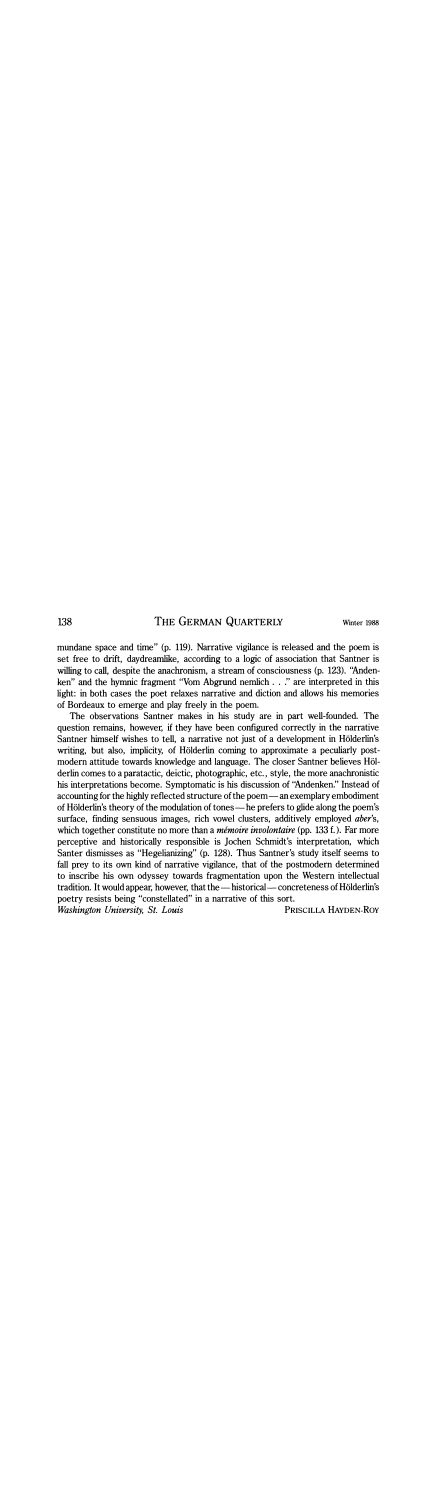mundane space and time" (p. 119). Narrative vigilance is released and the poem is set free to drift, daydreamlike, according to a logic of association that Santner is willing to call, despite the anachronism, a stream of consciousness (p. 123). "Andenken" and the hymnic fragment "Vom Abgrund nemlich . . ." are interpreted in this light: in both cases the poet relaxes narrative and diction and allows his memories of Bordeaux to emerge and play freely in the poem.

The observations Santner makes in his study are in part well-founded. The question remains, however, if they have been configured correctly in the narrative Santner himself wishes to tell, a narrative not just of a development in Hölderlin's writing, but also, implicity, of Hölderlin coming to approximate a peculiarly postmodern attitude towards knowledge and language. The closer Santner believes Hölderlin comes to a paratactic, deictic, photographic, etc., style, the more anachronistic his interpretations become. Symptomatic is his discussion of "Andenken." Instead of accounting for the highly reflected structure of the poem — an exemplary embodiment of Hölderlin's theory of the modulation of tones — he prefers to glide along the poem's surface, finding sensuous images, rich vowel clusters, additively employed *aber*'s, which together constitute no more than a *mémoire involontaire* (pp. 133 f.). Far more perceptive and historically responsible is Jochen Schmidt's interpretation, which Santer dismisses as "Hegelianizing" (p. 128). Thus Santner's study itself seems to fall prey to its own kind of narrative vigilance, that of the postmodern determined to inscribe his own odyssey towards fragmentation upon the Western intellectual tradition. It would appear, however, that the — historical — concreteness of Hölderlin's poetry resists being "constellated" in a narrative of this sort.

*Washington University, St. Louis* PRISCILLA HAYDEN-ROY